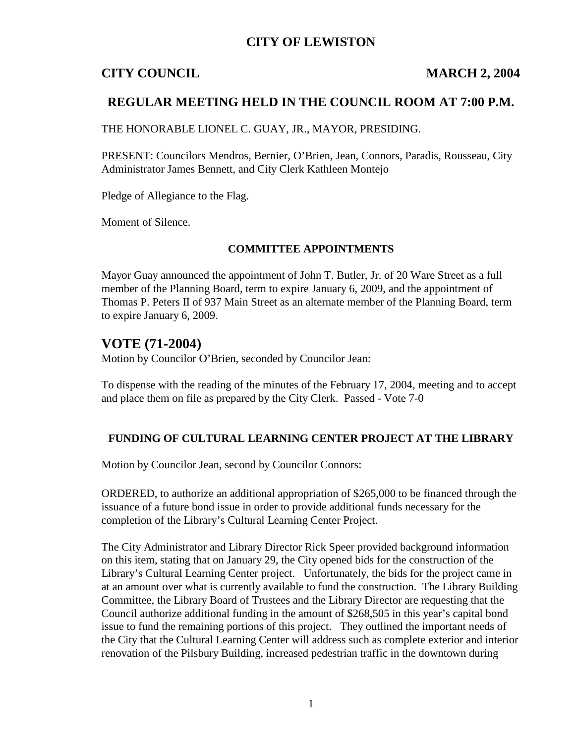# CITY OF LEWISTON

**CITY COUNCIL** **MARCH 2, 2004**

## REGULAR MEETING HELD IN THE COUNCIL ROOM AT 7:00 P.M.

THE HONORABLE LIONEL C. GUAY, JR., MAYOR, PRESIDING.

PRESENT: Councilors Mendros, Bernier, O'Brien, Jean, Connors, Paradis, Rousseau, City Administrator James Bennett, and City Clerk Kathleen Montejo

Pledge of Allegiance to the Flag.

Moment of Silence.

### COMMITTEE APPOINTMENTS

Mayor Guay announced the appointment of John T. Butler, Jr. of 20 Ware Street as a full member of the Planning Board, term to expire January 6, 2009, and the appointment of Thomas P. Peters II of 937 Main Street as an alternate member of the Planning Board, term to expire January 6, 2009.

## VOTE (71-2004)

Motion by Councilor O'Brien, seconded by Councilor Jean:

To dispense with the reading of the minutes of the February 17, 2004, meeting and to accept and place them on file as prepared by the City Clerk. Passed - Vote 7-0

### FUNDING OF CULTURAL LEARNING CENTER PROJECT AT THE LIBRARY

Motion by Councilor Jean, second by Councilor Connors:

ORDERED, to authorize an additional appropriation of $265,000 to be financed through the issuance of a future bond issue in order to provide additional funds necessary for the completion of the Library's Cultural Learning Center Project.

The City Administrator and Library Director Rick Speer provided background information on this item, stating that on January 29, the City opened bids for the construction of the Library's Cultural Learning Center project. Unfortunately, the bids for the project came in at an amount over what is currently available to fund the construction. The Library Building Committee, the Library Board of Trustees and the Library Director are requesting that the Council authorize additional funding in the amount of $268,505 in this year's capital bond issue to fund the remaining portions of this project. They outlined the important needs of the City that the Cultural Learning Center will address such as complete exterior and interior renovation of the Pilsbury Building, increased pedestrian traffic in the downtown during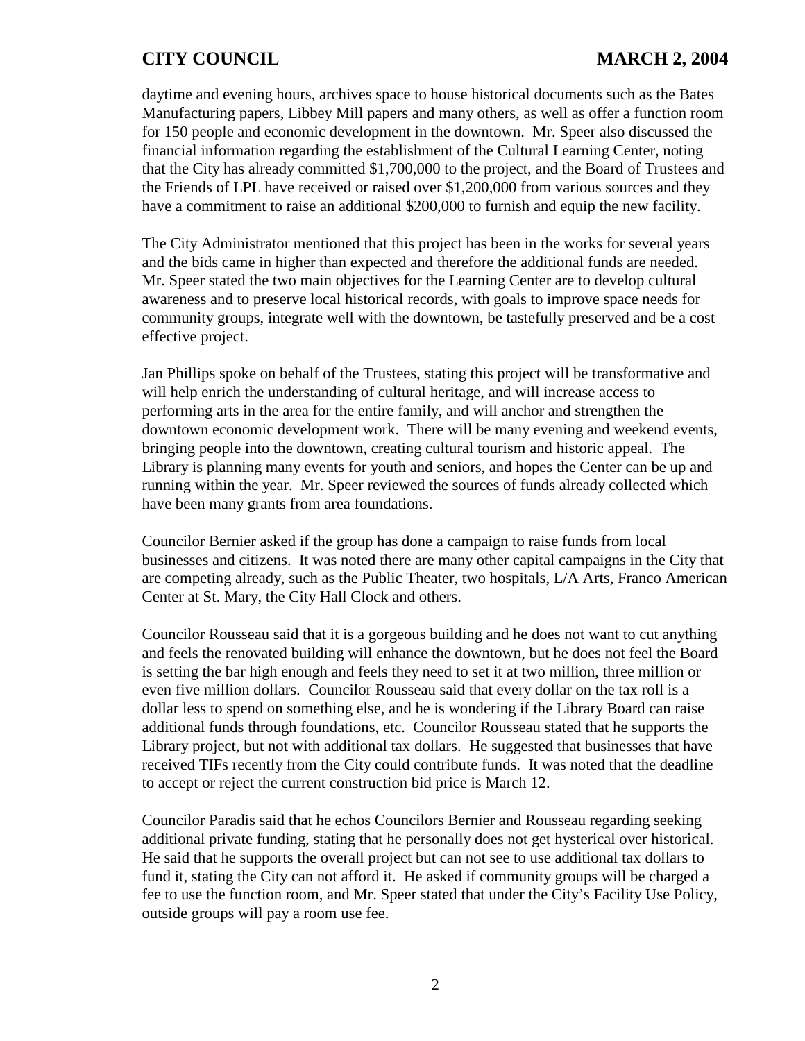daytime and evening hours, archives space to house historical documents such as the Bates Manufacturing papers, Libbey Mill papers and many others, as well as offer a function room for 150 people and economic development in the downtown. Mr. Speer also discussed the financial information regarding the establishment of the Cultural Learning Center, noting that the City has already committed $1,700,000 to the project, and the Board of Trustees and the Friends of LPL have received or raised over $1,200,000 from various sources and they have a commitment to raise an additional $200,000 to furnish and equip the new facility.

The City Administrator mentioned that this project has been in the works for several years and the bids came in higher than expected and therefore the additional funds are needed. Mr. Speer stated the two main objectives for the Learning Center are to develop cultural awareness and to preserve local historical records, with goals to improve space needs for community groups, integrate well with the downtown, be tastefully preserved and be a cost effective project.

Jan Phillips spoke on behalf of the Trustees, stating this project will be transformative and will help enrich the understanding of cultural heritage, and will increase access to performing arts in the area for the entire family, and will anchor and strengthen the downtown economic development work. There will be many evening and weekend events, bringing people into the downtown, creating cultural tourism and historic appeal. The Library is planning many events for youth and seniors, and hopes the Center can be up and running within the year. Mr. Speer reviewed the sources of funds already collected which have been many grants from area foundations.

Councilor Bernier asked if the group has done a campaign to raise funds from local businesses and citizens. It was noted there are many other capital campaigns in the City that are competing already, such as the Public Theater, two hospitals, L/A Arts, Franco American Center at St. Mary, the City Hall Clock and others.

Councilor Rousseau said that it is a gorgeous building and he does not want to cut anything and feels the renovated building will enhance the downtown, but he does not feel the Board is setting the bar high enough and feels they need to set it at two million, three million or even five million dollars. Councilor Rousseau said that every dollar on the tax roll is a dollar less to spend on something else, and he is wondering if the Library Board can raise additional funds through foundations, etc. Councilor Rousseau stated that he supports the Library project, but not with additional tax dollars. He suggested that businesses that have received TIFs recently from the City could contribute funds. It was noted that the deadline to accept or reject the current construction bid price is March 12.

Councilor Paradis said that he echos Councilors Bernier and Rousseau regarding seeking additional private funding, stating that he personally does not get hysterical over historical. He said that he supports the overall project but can not see to use additional tax dollars to fund it, stating the City can not afford it. He asked if community groups will be charged a fee to use the function room, and Mr. Speer stated that under the City's Facility Use Policy, outside groups will pay a room use fee.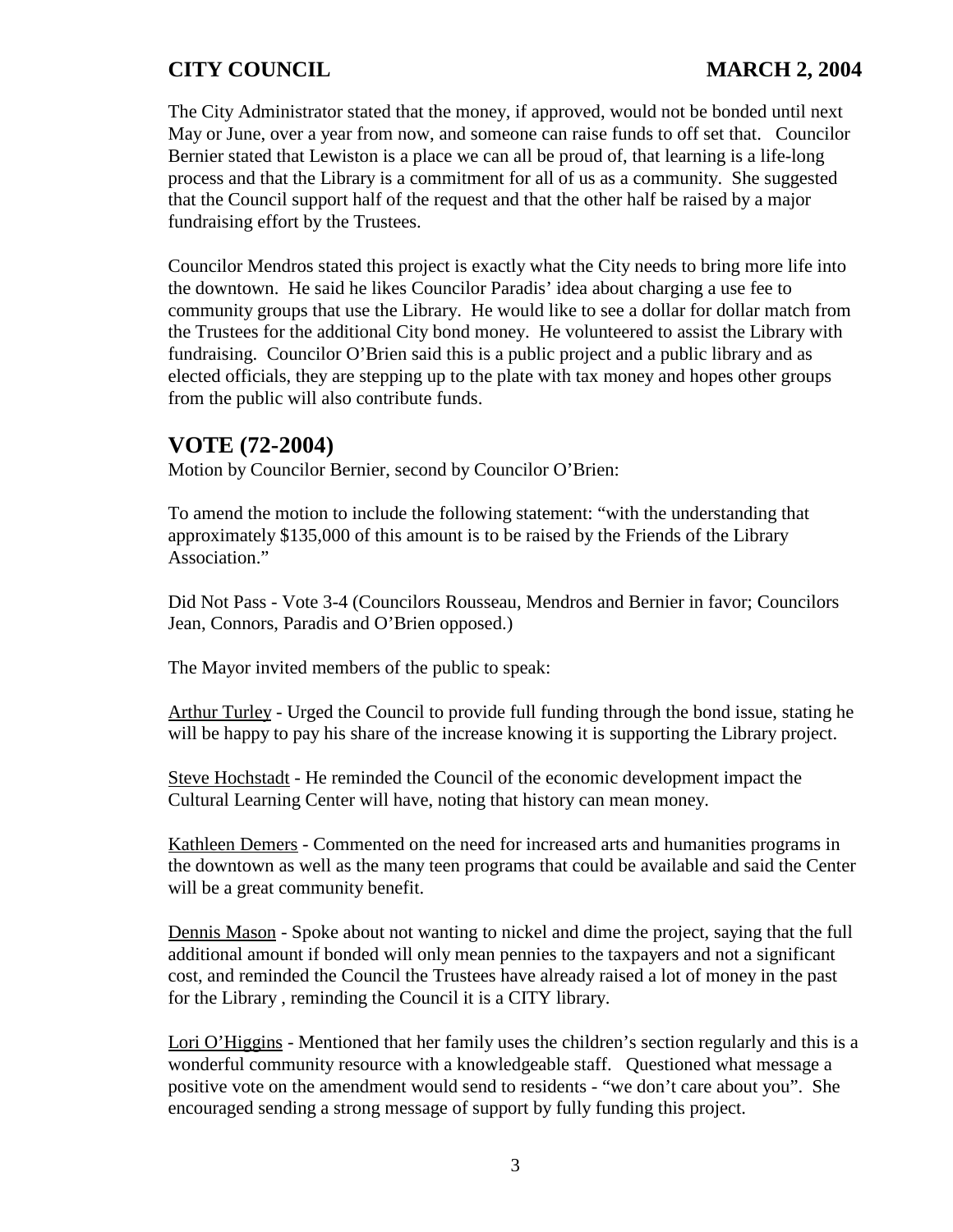The City Administrator stated that the money, if approved, would not be bonded until next May or June, over a year from now, and someone can raise funds to off set that. Councilor Bernier stated that Lewiston is a place we can all be proud of, that learning is a life-long process and that the Library is a commitment for all of us as a community. She suggested that the Council support half of the request and that the other half be raised by a major fundraising effort by the Trustees.

Councilor Mendros stated this project is exactly what the City needs to bring more life into the downtown. He said he likes Councilor Paradis' idea about charging a use fee to community groups that use the Library. He would like to see a dollar for dollar match from the Trustees for the additional City bond money. He volunteered to assist the Library with fundraising. Councilor O'Brien said this is a public project and a public library and as elected officials, they are stepping up to the plate with tax money and hopes other groups from the public will also contribute funds.

## VOTE (72-2004)

Motion by Councilor Bernier, second by Councilor O'Brien:

To amend the motion to include the following statement: "with the understanding that approximately $135,000 of this amount is to be raised by the Friends of the Library Association."

Did Not Pass - Vote 3-4 (Councilors Rousseau, Mendros and Bernier in favor; Councilors Jean, Connors, Paradis and O'Brien opposed.)

The Mayor invited members of the public to speak:

Arthur Turley - Urged the Council to provide full funding through the bond issue, stating he will be happy to pay his share of the increase knowing it is supporting the Library project.

Steve Hochstadt - He reminded the Council of the economic development impact the Cultural Learning Center will have, noting that history can mean money.

Kathleen Demers - Commented on the need for increased arts and humanities programs in the downtown as well as the many teen programs that could be available and said the Center will be a great community benefit.

Dennis Mason - Spoke about not wanting to nickel and dime the project, saying that the full additional amount if bonded will only mean pennies to the taxpayers and not a significant cost, and reminded the Council the Trustees have already raised a lot of money in the past for the Library , reminding the Council it is a CITY library.

Lori O'Higgins - Mentioned that her family uses the children's section regularly and this is a wonderful community resource with a knowledgeable staff. Questioned what message a positive vote on the amendment would send to residents - "we don't care about you". She encouraged sending a strong message of support by fully funding this project.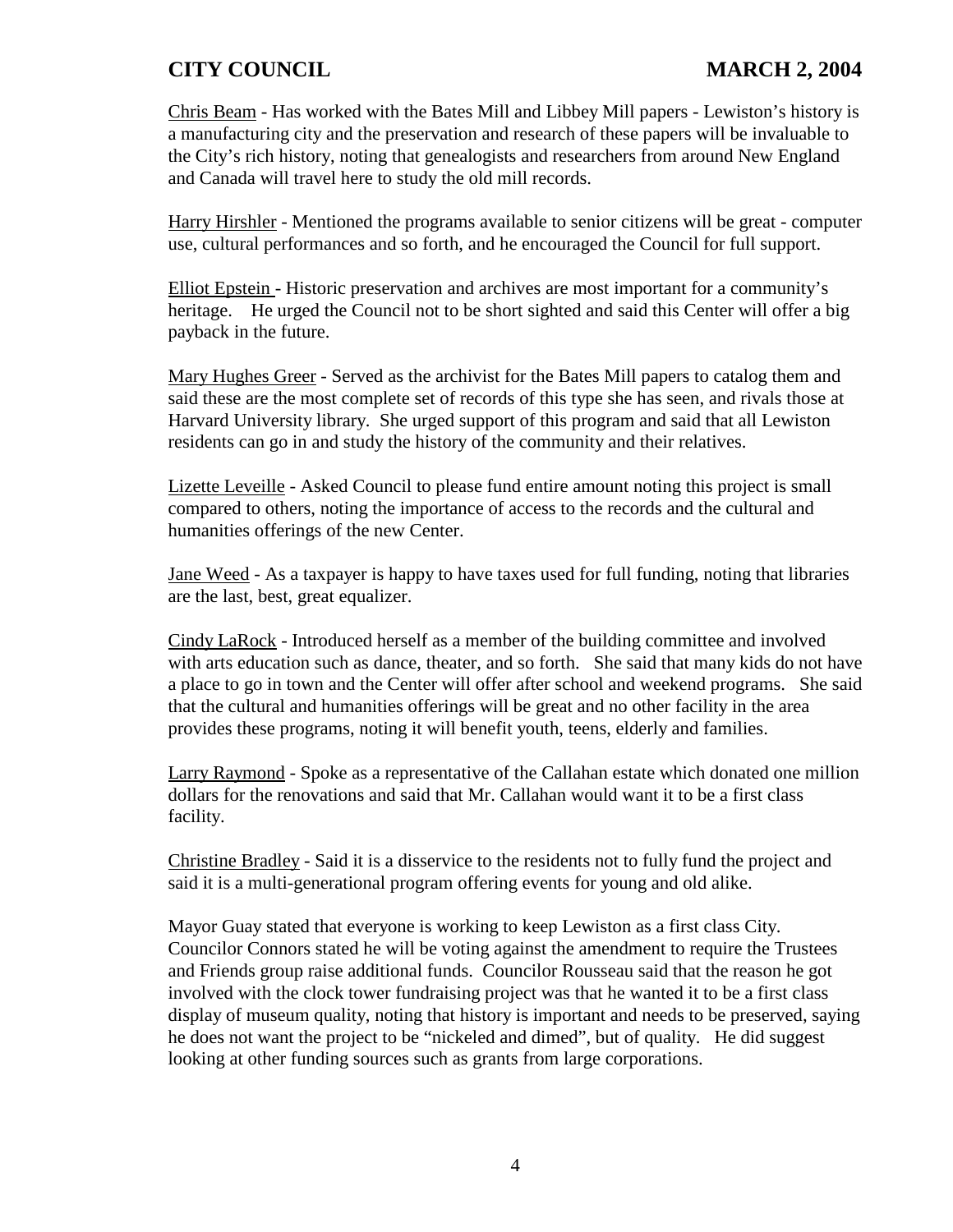Chris Beam - Has worked with the Bates Mill and Libbey Mill papers - Lewiston's history is a manufacturing city and the preservation and research of these papers will be invaluable to the City's rich history, noting that genealogists and researchers from around New England and Canada will travel here to study the old mill records.

Harry Hirshler - Mentioned the programs available to senior citizens will be great - computer use, cultural performances and so forth, and he encouraged the Council for full support.

Elliot Epstein - Historic preservation and archives are most important for a community's heritage. He urged the Council not to be short sighted and said this Center will offer a big payback in the future.

Mary Hughes Greer - Served as the archivist for the Bates Mill papers to catalog them and said these are the most complete set of records of this type she has seen, and rivals those at Harvard University library. She urged support of this program and said that all Lewiston residents can go in and study the history of the community and their relatives.

Lizette Leveille - Asked Council to please fund entire amount noting this project is small compared to others, noting the importance of access to the records and the cultural and humanities offerings of the new Center.

Jane Weed - As a taxpayer is happy to have taxes used for full funding, noting that libraries are the last, best, great equalizer.

Cindy LaRock - Introduced herself as a member of the building committee and involved with arts education such as dance, theater, and so forth. She said that many kids do not have a place to go in town and the Center will offer after school and weekend programs. She said that the cultural and humanities offerings will be great and no other facility in the area provides these programs, noting it will benefit youth, teens, elderly and families.

Larry Raymond - Spoke as a representative of the Callahan estate which donated one million dollars for the renovations and said that Mr. Callahan would want it to be a first class facility.

Christine Bradley - Said it is a disservice to the residents not to fully fund the project and said it is a multi-generational program offering events for young and old alike.

Mayor Guay stated that everyone is working to keep Lewiston as a first class City. Councilor Connors stated he will be voting against the amendment to require the Trustees and Friends group raise additional funds. Councilor Rousseau said that the reason he got involved with the clock tower fundraising project was that he wanted it to be a first class display of museum quality, noting that history is important and needs to be preserved, saying he does not want the project to be "nickeled and dimed", but of quality. He did suggest looking at other funding sources such as grants from large corporations.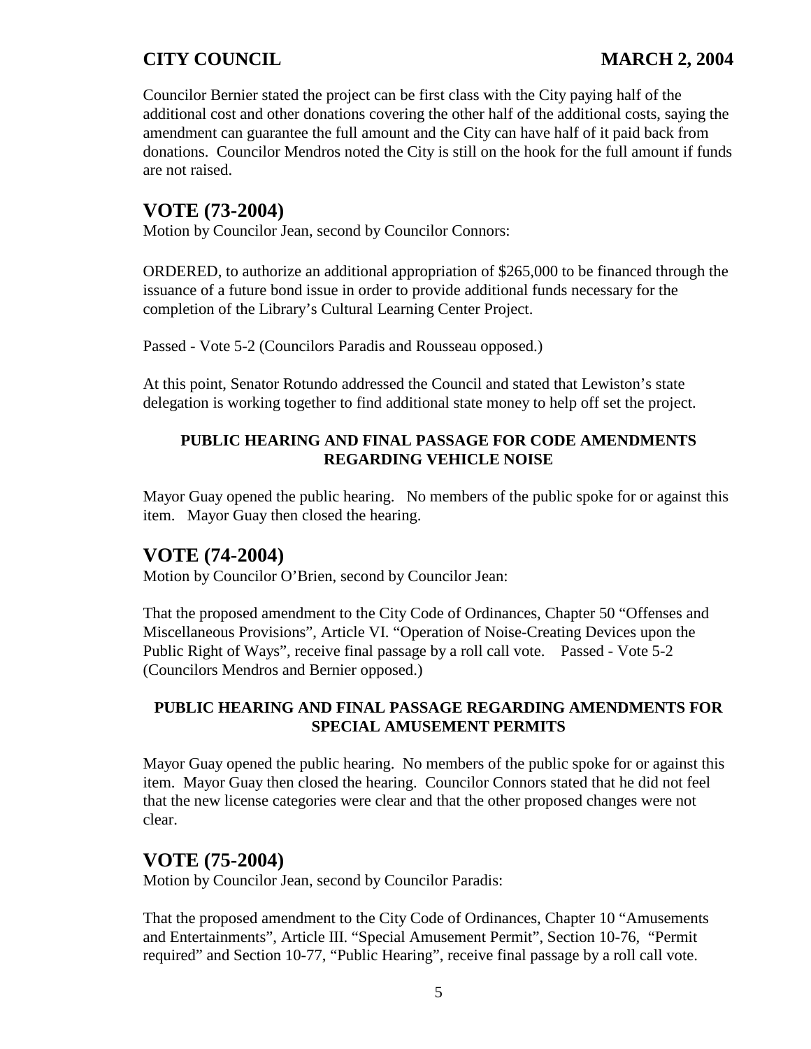Councilor Bernier stated the project can be first class with the City paying half of the additional cost and other donations covering the other half of the additional costs, saying the amendment can guarantee the full amount and the City can have half of it paid back from donations. Councilor Mendros noted the City is still on the hook for the full amount if funds are not raised.

## VOTE (73-2004)

Motion by Councilor Jean, second by Councilor Connors:

ORDERED, to authorize an additional appropriation of $265,000 to be financed through the issuance of a future bond issue in order to provide additional funds necessary for the completion of the Library's Cultural Learning Center Project.

Passed - Vote 5-2 (Councilors Paradis and Rousseau opposed.)

At this point, Senator Rotundo addressed the Council and stated that Lewiston's state delegation is working together to find additional state money to help off set the project.

### PUBLIC HEARING AND FINAL PASSAGE FOR CODE AMENDMENTS REGARDING VEHICLE NOISE

Mayor Guay opened the public hearing. No members of the public spoke for or against this item. Mayor Guay then closed the hearing.

## VOTE (74-2004)

Motion by Councilor O'Brien, second by Councilor Jean:

That the proposed amendment to the City Code of Ordinances, Chapter 50 "Offenses and Miscellaneous Provisions", Article VI. "Operation of Noise-Creating Devices upon the Public Right of Ways", receive final passage by a roll call vote. Passed - Vote 5-2 (Councilors Mendros and Bernier opposed.)

### PUBLIC HEARING AND FINAL PASSAGE REGARDING AMENDMENTS FOR SPECIAL AMUSEMENT PERMITS

Mayor Guay opened the public hearing. No members of the public spoke for or against this item. Mayor Guay then closed the hearing. Councilor Connors stated that he did not feel that the new license categories were clear and that the other proposed changes were not clear.

## VOTE (75-2004)

Motion by Councilor Jean, second by Councilor Paradis:

That the proposed amendment to the City Code of Ordinances, Chapter 10 "Amusements and Entertainments", Article III. "Special Amusement Permit", Section 10-76, "Permit required" and Section 10-77, "Public Hearing", receive final passage by a roll call vote.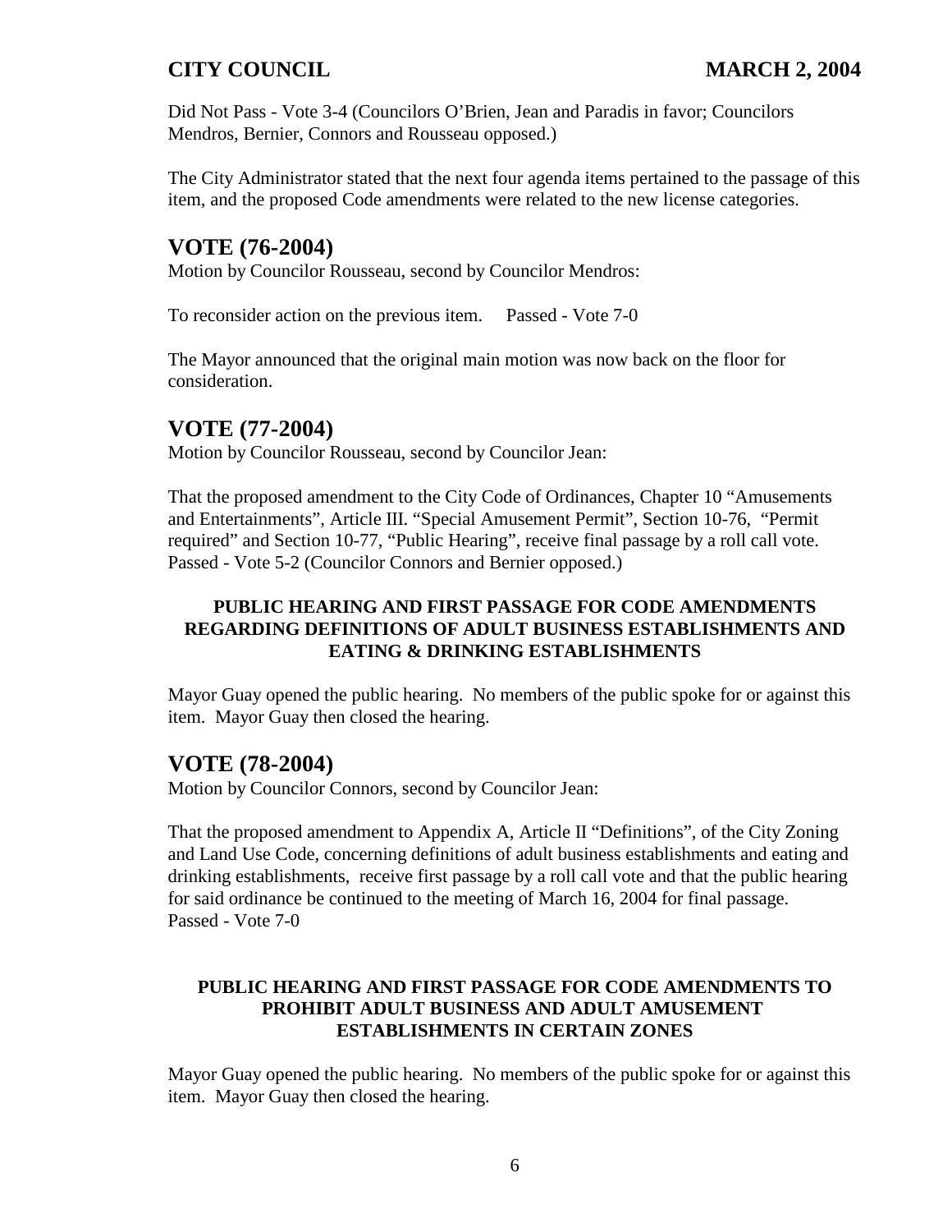Did Not Pass - Vote 3-4 (Councilors O'Brien, Jean and Paradis in favor; Councilors Mendros, Bernier, Connors and Rousseau opposed.)

The City Administrator stated that the next four agenda items pertained to the passage of this item, and the proposed Code amendments were related to the new license categories.

## VOTE (76-2004)

Motion by Councilor Rousseau, second by Councilor Mendros:

To reconsider action on the previous item. Passed - Vote 7-0

The Mayor announced that the original main motion was now back on the floor for consideration.

## VOTE (77-2004)

Motion by Councilor Rousseau, second by Councilor Jean:

That the proposed amendment to the City Code of Ordinances, Chapter 10 "Amusements and Entertainments", Article III. "Special Amusement Permit", Section 10-76, "Permit required" and Section 10-77, "Public Hearing", receive final passage by a roll call vote. Passed - Vote 5-2 (Councilor Connors and Bernier opposed.)

**PUBLIC HEARING AND FIRST PASSAGE FOR CODE AMENDMENTS REGARDING DEFINITIONS OF ADULT BUSINESS ESTABLISHMENTS AND EATING & DRINKING ESTABLISHMENTS**

Mayor Guay opened the public hearing. No members of the public spoke for or against this item. Mayor Guay then closed the hearing.

## VOTE (78-2004)

Motion by Councilor Connors, second by Councilor Jean:

That the proposed amendment to Appendix A, Article II "Definitions", of the City Zoning and Land Use Code, concerning definitions of adult business establishments and eating and drinking establishments, receive first passage by a roll call vote and that the public hearing for said ordinance be continued to the meeting of March 16, 2004 for final passage. Passed - Vote 7-0

**PUBLIC HEARING AND FIRST PASSAGE FOR CODE AMENDMENTS TO PROHIBIT ADULT BUSINESS AND ADULT AMUSEMENT ESTABLISHMENTS IN CERTAIN ZONES**

Mayor Guay opened the public hearing. No members of the public spoke for or against this item. Mayor Guay then closed the hearing.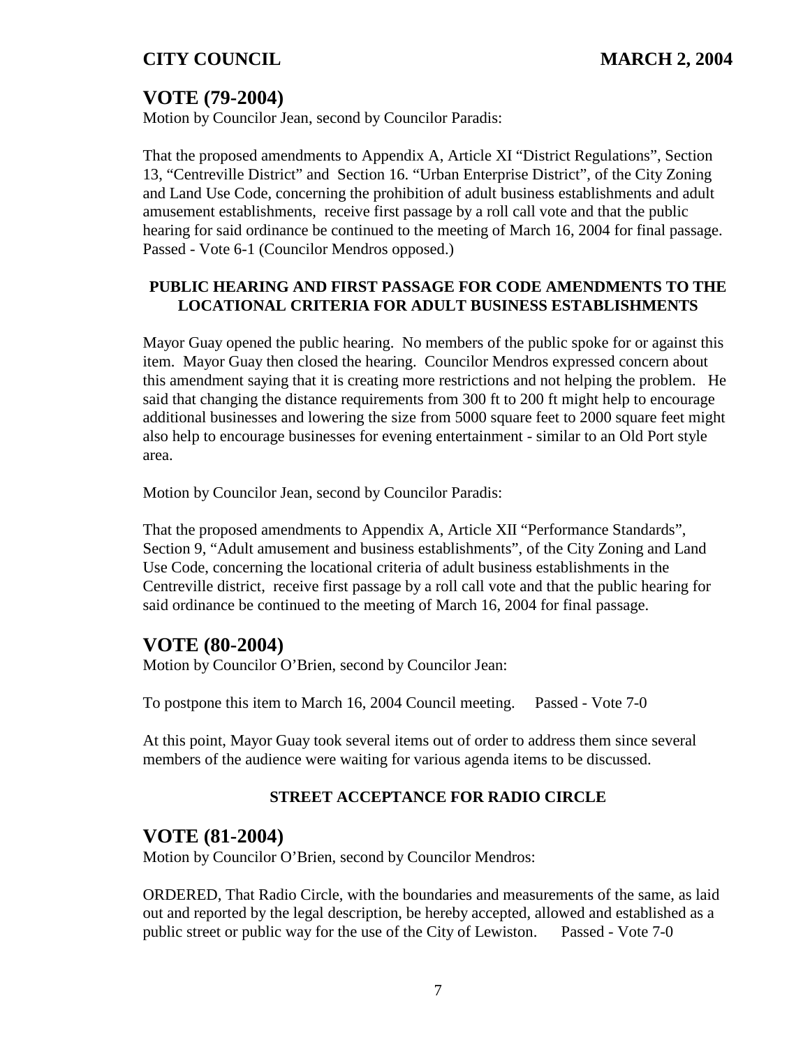## VOTE (79-2004)

Motion by Councilor Jean, second by Councilor Paradis:

That the proposed amendments to Appendix A, Article XI "District Regulations", Section 13, "Centreville District" and Section 16. "Urban Enterprise District", of the City Zoning and Land Use Code, concerning the prohibition of adult business establishments and adult amusement establishments, receive first passage by a roll call vote and that the public hearing for said ordinance be continued to the meeting of March 16, 2004 for final passage. Passed - Vote 6-1 (Councilor Mendros opposed.)

**PUBLIC HEARING AND FIRST PASSAGE FOR CODE AMENDMENTS TO THE LOCATIONAL CRITERIA FOR ADULT BUSINESS ESTABLISHMENTS**

Mayor Guay opened the public hearing. No members of the public spoke for or against this item. Mayor Guay then closed the hearing. Councilor Mendros expressed concern about this amendment saying that it is creating more restrictions and not helping the problem. He said that changing the distance requirements from 300 ft to 200 ft might help to encourage additional businesses and lowering the size from 5000 square feet to 2000 square feet might also help to encourage businesses for evening entertainment - similar to an Old Port style area.

Motion by Councilor Jean, second by Councilor Paradis:

That the proposed amendments to Appendix A, Article XII "Performance Standards", Section 9, "Adult amusement and business establishments", of the City Zoning and Land Use Code, concerning the locational criteria of adult business establishments in the Centreville district, receive first passage by a roll call vote and that the public hearing for said ordinance be continued to the meeting of March 16, 2004 for final passage.

## VOTE (80-2004)

Motion by Councilor O'Brien, second by Councilor Jean:

To postpone this item to March 16, 2004 Council meeting. Passed - Vote 7-0

At this point, Mayor Guay took several items out of order to address them since several members of the audience were waiting for various agenda items to be discussed.

**STREET ACCEPTANCE FOR RADIO CIRCLE**

## VOTE (81-2004)

Motion by Councilor O'Brien, second by Councilor Mendros:

ORDERED, That Radio Circle, with the boundaries and measurements of the same, as laid out and reported by the legal description, be hereby accepted, allowed and established as a public street or public way for the use of the City of Lewiston. Passed - Vote 7-0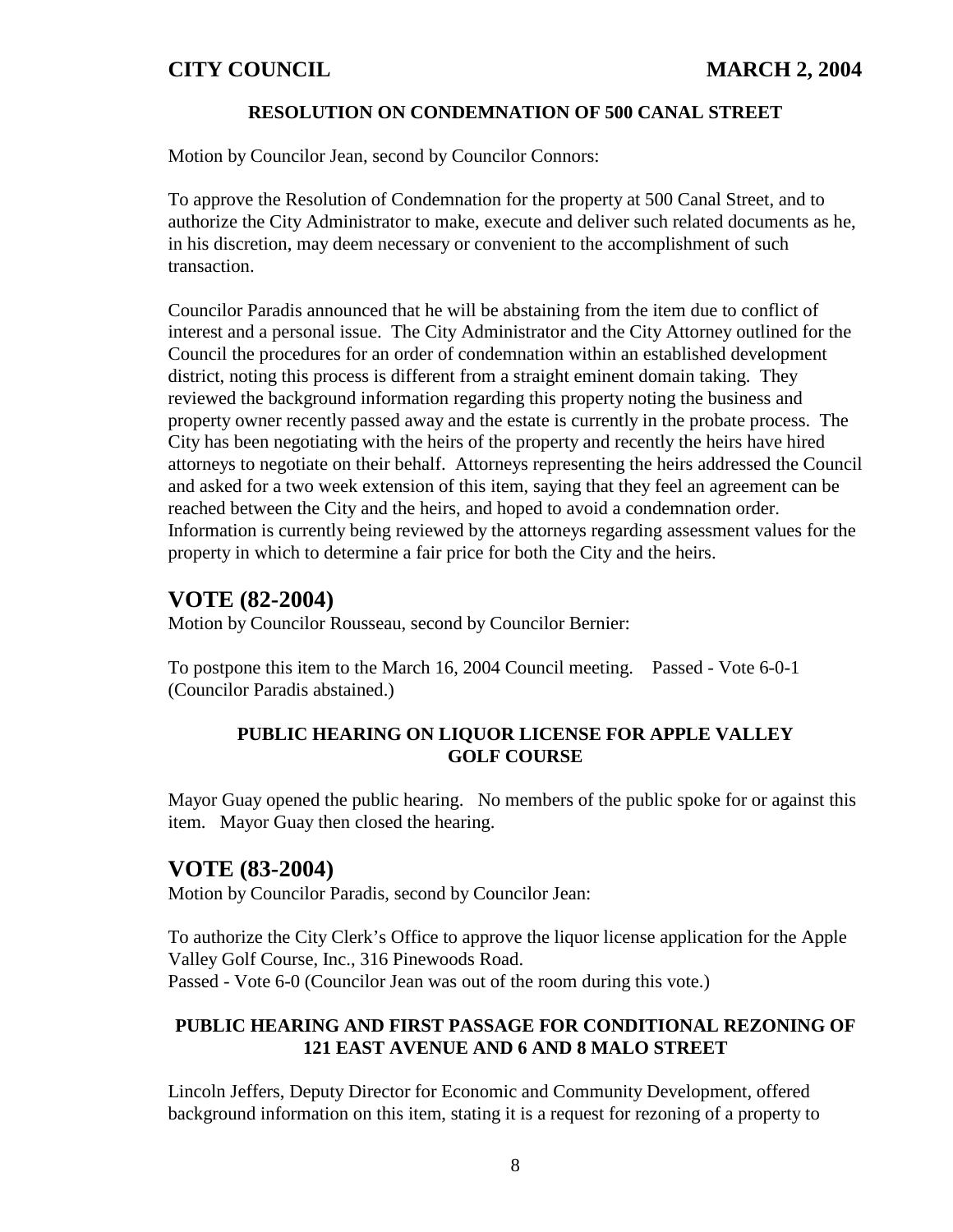### RESOLUTION ON CONDEMNATION OF 500 CANAL STREET

Motion by Councilor Jean, second by Councilor Connors:

To approve the Resolution of Condemnation for the property at 500 Canal Street, and to authorize the City Administrator to make, execute and deliver such related documents as he, in his discretion, may deem necessary or convenient to the accomplishment of such transaction.

Councilor Paradis announced that he will be abstaining from the item due to conflict of interest and a personal issue. The City Administrator and the City Attorney outlined for the Council the procedures for an order of condemnation within an established development district, noting this process is different from a straight eminent domain taking. They reviewed the background information regarding this property noting the business and property owner recently passed away and the estate is currently in the probate process. The City has been negotiating with the heirs of the property and recently the heirs have hired attorneys to negotiate on their behalf. Attorneys representing the heirs addressed the Council and asked for a two week extension of this item, saying that they feel an agreement can be reached between the City and the heirs, and hoped to avoid a condemnation order. Information is currently being reviewed by the attorneys regarding assessment values for the property in which to determine a fair price for both the City and the heirs.

## VOTE (82-2004)

Motion by Councilor Rousseau, second by Councilor Bernier:

To postpone this item to the March 16, 2004 Council meeting. Passed - Vote 6-0-1 (Councilor Paradis abstained.)

### PUBLIC HEARING ON LIQUOR LICENSE FOR APPLE VALLEY GOLF COURSE

Mayor Guay opened the public hearing. No members of the public spoke for or against this item. Mayor Guay then closed the hearing.

## VOTE (83-2004)

Motion by Councilor Paradis, second by Councilor Jean:

To authorize the City Clerk's Office to approve the liquor license application for the Apple Valley Golf Course, Inc., 316 Pinewoods Road.
Passed - Vote 6-0 (Councilor Jean was out of the room during this vote.)

### PUBLIC HEARING AND FIRST PASSAGE FOR CONDITIONAL REZONING OF 121 EAST AVENUE AND 6 AND 8 MALO STREET

Lincoln Jeffers, Deputy Director for Economic and Community Development, offered background information on this item, stating it is a request for rezoning of a property to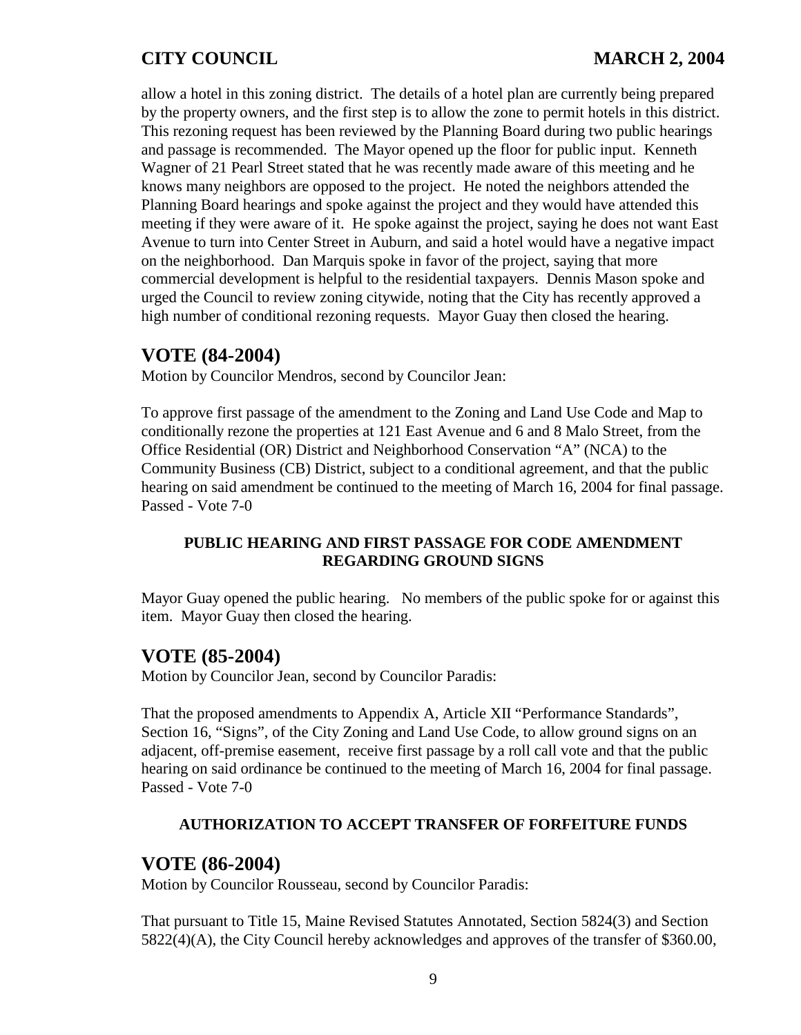allow a hotel in this zoning district. The details of a hotel plan are currently being prepared by the property owners, and the first step is to allow the zone to permit hotels in this district. This rezoning request has been reviewed by the Planning Board during two public hearings and passage is recommended. The Mayor opened up the floor for public input. Kenneth Wagner of 21 Pearl Street stated that he was recently made aware of this meeting and he knows many neighbors are opposed to the project. He noted the neighbors attended the Planning Board hearings and spoke against the project and they would have attended this meeting if they were aware of it. He spoke against the project, saying he does not want East Avenue to turn into Center Street in Auburn, and said a hotel would have a negative impact on the neighborhood. Dan Marquis spoke in favor of the project, saying that more commercial development is helpful to the residential taxpayers. Dennis Mason spoke and urged the Council to review zoning citywide, noting that the City has recently approved a high number of conditional rezoning requests. Mayor Guay then closed the hearing.

## VOTE (84-2004)

Motion by Councilor Mendros, second by Councilor Jean:

To approve first passage of the amendment to the Zoning and Land Use Code and Map to conditionally rezone the properties at 121 East Avenue and 6 and 8 Malo Street, from the Office Residential (OR) District and Neighborhood Conservation "A" (NCA) to the Community Business (CB) District, subject to a conditional agreement, and that the public hearing on said amendment be continued to the meeting of March 16, 2004 for final passage.
Passed - Vote 7-0

### PUBLIC HEARING AND FIRST PASSAGE FOR CODE AMENDMENT REGARDING GROUND SIGNS

Mayor Guay opened the public hearing. No members of the public spoke for or against this item. Mayor Guay then closed the hearing.

## VOTE (85-2004)

Motion by Councilor Jean, second by Councilor Paradis:

That the proposed amendments to Appendix A, Article XII "Performance Standards", Section 16, "Signs", of the City Zoning and Land Use Code, to allow ground signs on an adjacent, off-premise easement, receive first passage by a roll call vote and that the public hearing on said ordinance be continued to the meeting of March 16, 2004 for final passage.
Passed - Vote 7-0

### AUTHORIZATION TO ACCEPT TRANSFER OF FORFEITURE FUNDS

## VOTE (86-2004)

Motion by Councilor Rousseau, second by Councilor Paradis:

That pursuant to Title 15, Maine Revised Statutes Annotated, Section 5824(3) and Section 5822(4)(A), the City Council hereby acknowledges and approves of the transfer of $360.00,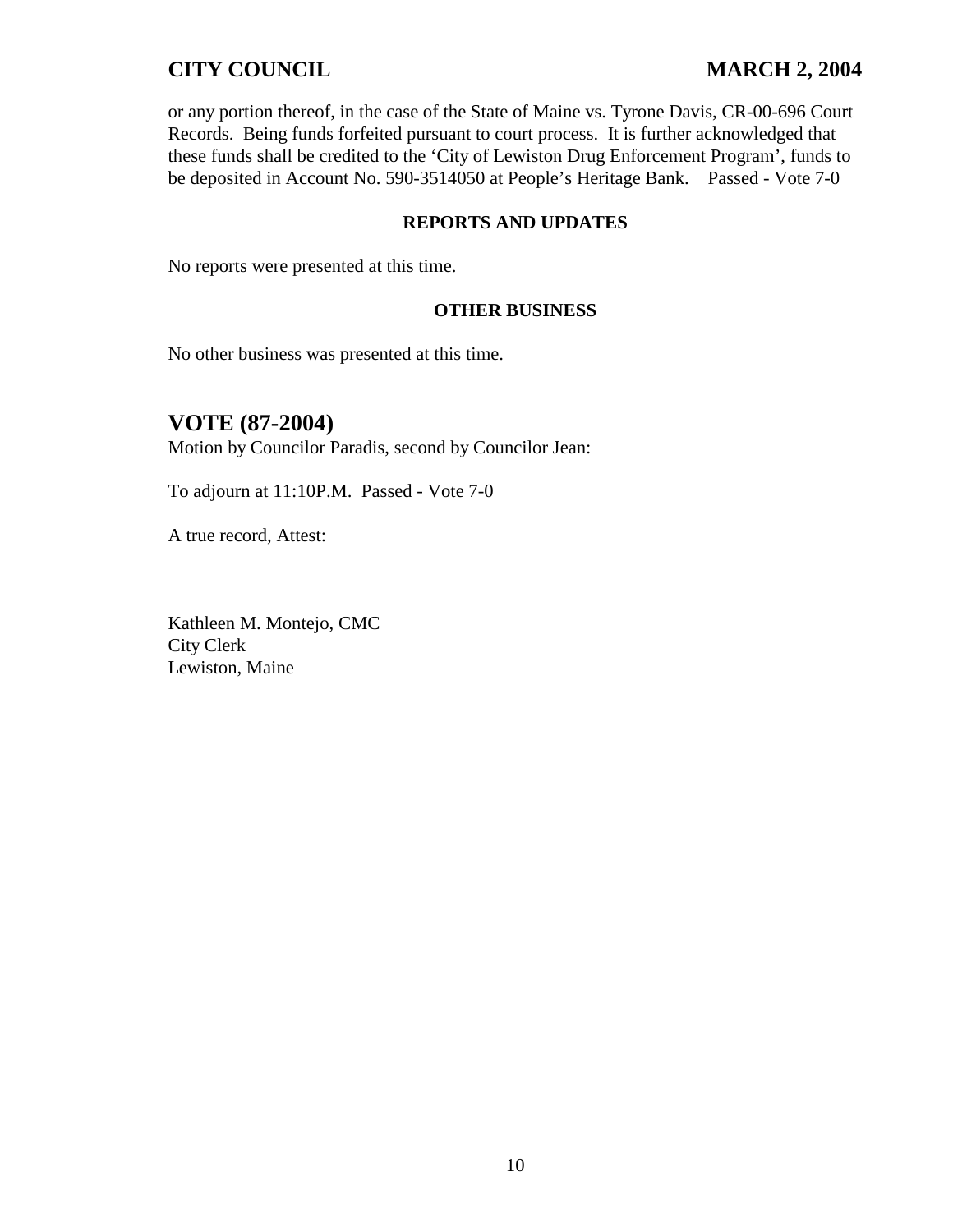or any portion thereof, in the case of the State of Maine vs. Tyrone Davis, CR-00-696 Court Records. Being funds forfeited pursuant to court process. It is further acknowledged that these funds shall be credited to the 'City of Lewiston Drug Enforcement Program', funds to be deposited in Account No. 590-3514050 at People's Heritage Bank. Passed - Vote 7-0

**REPORTS AND UPDATES**

No reports were presented at this time.

**OTHER BUSINESS**

No other business was presented at this time.

## VOTE (87-2004)

Motion by Councilor Paradis, second by Councilor Jean:

To adjourn at 11:10P.M. Passed - Vote 7-0

A true record, Attest:

Kathleen M. Montejo, CMC
City Clerk
Lewiston, Maine